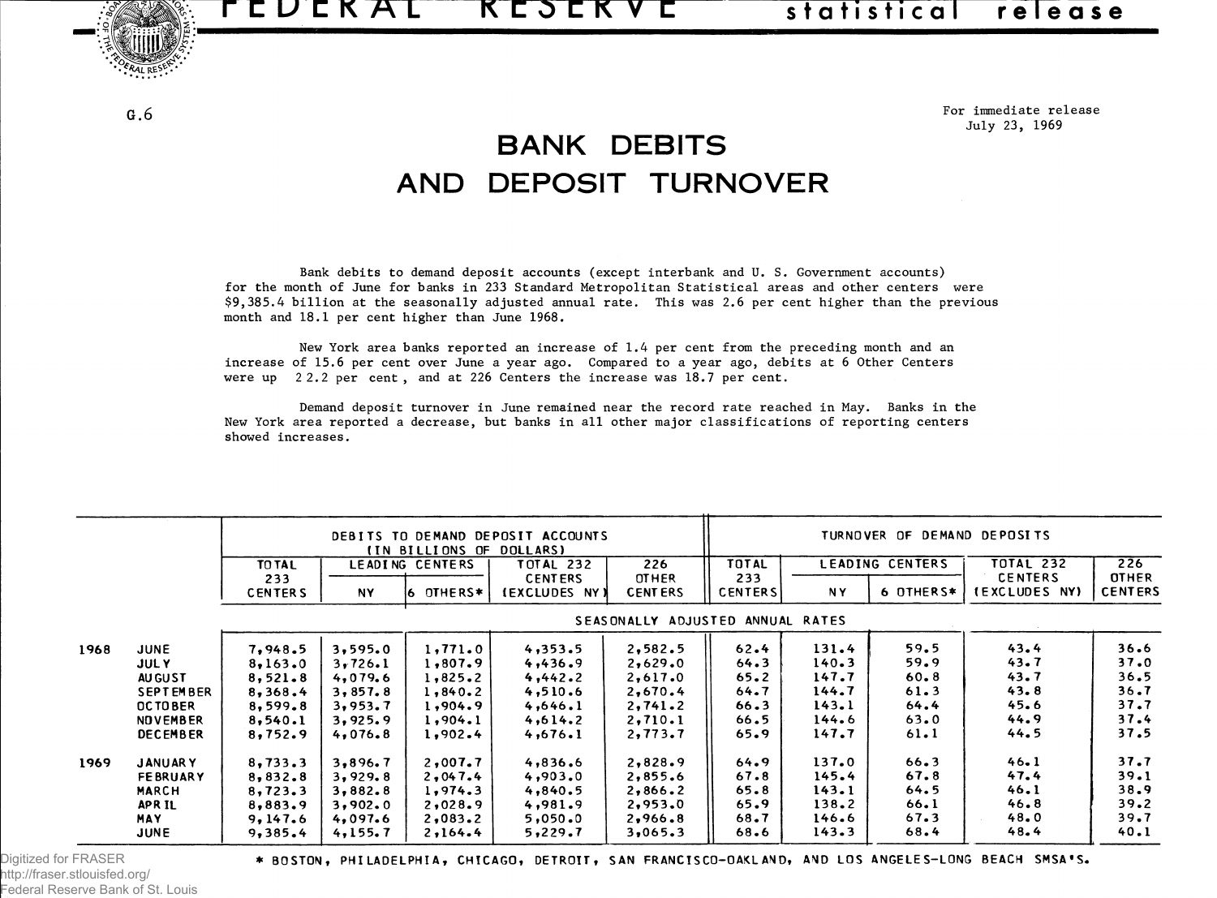FEDERAL RESERVE statistical release

G.6

For immediate release
July 23, 1969

# BANK DEBITS AND DEPOSIT TURNOVER

Bank debits to demand deposit accounts (except interbank and U. S. Government accounts) for the month of June for banks in 233 Standard Metropolitan Statistical areas and other centers were $9,385.4 billion at the seasonally adjusted annual rate. This was 2.6 per cent higher than the previous month and 18.1 per cent higher than June 1968.

New York area banks reported an increase of 1.4 per cent from the preceding month and an increase of 15.6 per cent over June a year ago. Compared to a year ago, debits at 6 Other Centers were up 22.2 per cent, and at 226 Centers the increase was 18.7 per cent.

Demand deposit turnover in June remained near the record rate reached in May. Banks in the New York area reported a decrease, but banks in all other major classifications of reporting centers showed increases.

| | | DEBITS TO DEMAND DEPOSIT ACCOUNTS (IN BILLIONS OF DOLLARS) | | | | | TURNOVER OF DEMAND DEPOSITS | | | | |
|---|---|---|---|---|---|---|---|---|---|---|---|
| | | TOTAL 233 CENTERS | LEADING CENTERS | | TOTAL 232 CENTERS (EXCLUDES NY) | 226 OTHER CENTERS | TOTAL 233 CENTERS | LEADING CENTERS | | TOTAL 232 CENTERS (EXCLUDES NY) | 226 OTHER CENTERS |
| | | | NY | 6 OTHERS* | | | | NY | 6 OTHERS* | | |
| | | SEASONALLY ADJUSTED ANNUAL RATES | | | | | | | | | |
| 1968 | JUNE | 7,948.5 | 3,595.0 | 1,771.0 | 4,353.5 | 2,582.5 | 62.4 | 131.4 | 59.5 | 43.4 | 36.6 |
| | JULY | 8,163.0 | 3,726.1 | 1,807.9 | 4,436.9 | 2,629.0 | 64.3 | 140.3 | 59.9 | 43.7 | 37.0 |
| | AUGUST | 8,521.8 | 4,079.6 | 1,825.2 | 4,442.2 | 2,617.0 | 65.2 | 147.7 | 60.8 | 43.7 | 36.5 |
| | SEPTEMBER | 8,368.4 | 3,857.8 | 1,840.2 | 4,510.6 | 2,670.4 | 64.7 | 144.7 | 61.3 | 43.8 | 36.7 |
| | OCTOBER | 8,599.8 | 3,953.7 | 1,904.9 | 4,646.1 | 2,741.2 | 66.3 | 143.1 | 64.4 | 45.6 | 37.7 |
| | NOVEMBER | 8,540.1 | 3,925.9 | 1,904.1 | 4,614.2 | 2,710.1 | 66.5 | 144.6 | 63.0 | 44.9 | 37.4 |
| | DECEMBER | 8,752.9 | 4,076.8 | 1,902.4 | 4,676.1 | 2,773.7 | 65.9 | 147.7 | 61.1 | 44.5 | 37.5 |
| 1969 | JANUARY | 8,733.3 | 3,896.7 | 2,007.7 | 4,836.6 | 2,828.9 | 64.9 | 137.0 | 66.3 | 46.1 | 37.7 |
| | FEBRUARY | 8,832.8 | 3,929.8 | 2,047.4 | 4,903.0 | 2,855.6 | 67.8 | 145.4 | 67.8 | 47.4 | 39.1 |
| | MARCH | 8,723.3 | 3,882.8 | 1,974.3 | 4,840.5 | 2,866.2 | 65.8 | 143.1 | 64.5 | 46.1 | 38.9 |
| | APRIL | 8,883.9 | 3,902.0 | 2,028.9 | 4,981.9 | 2,953.0 | 65.9 | 138.2 | 66.1 | 46.8 | 39.2 |
| | MAY | 9,147.6 | 4,097.6 | 2,083.2 | 5,050.0 | 2,966.8 | 68.7 | 146.6 | 67.3 | 48.0 | 39.7 |
| | JUNE | 9,385.4 | 4,155.7 | 2,164.4 | 5,229.7 | 3,065.3 | 68.6 | 143.3 | 68.4 | 48.4 | 40.1 |

* BOSTON, PHILADELPHIA, CHICAGO, DETROIT, SAN FRANCISCO-OAKLAND, AND LOS ANGELES-LONG BEACH SMSA'S.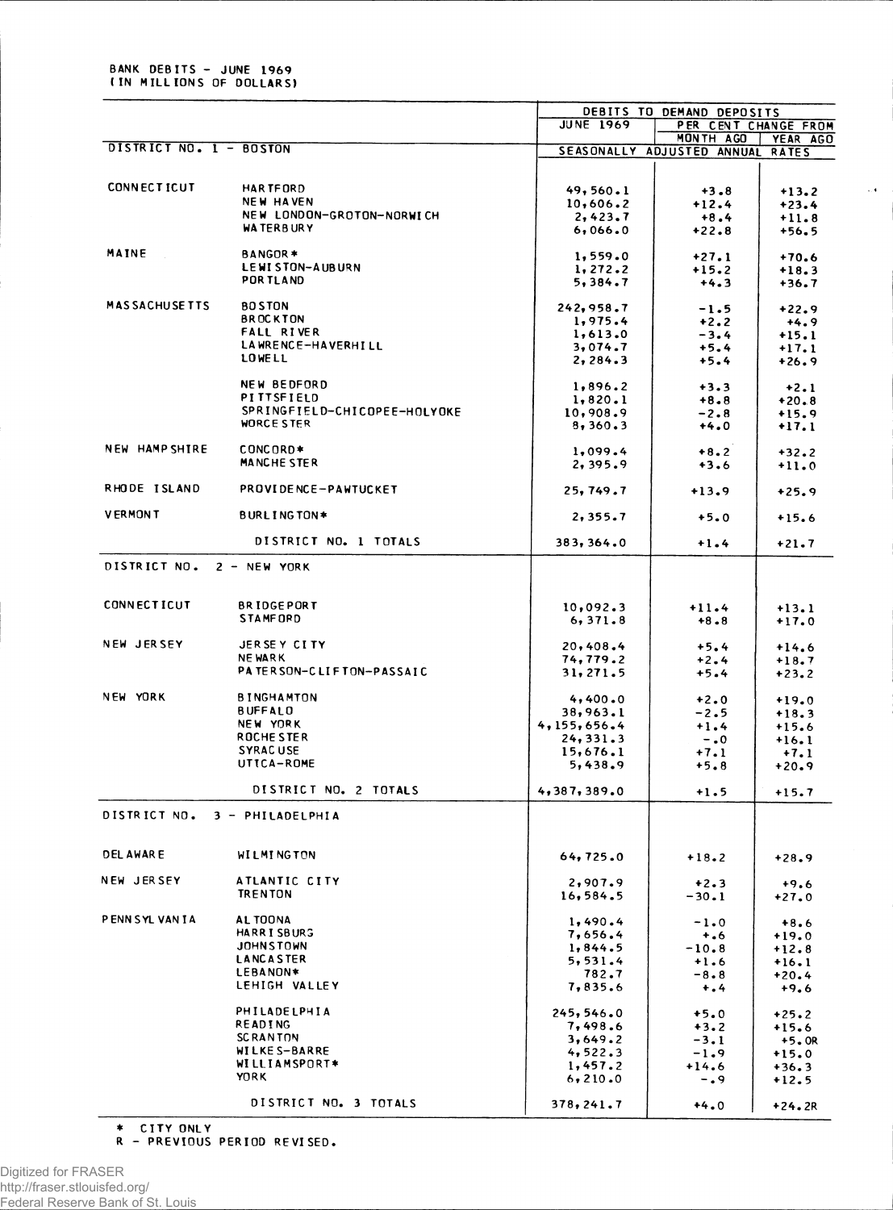BANK DEBITS - JUNE 1969
(IN MILLIONS OF DOLLARS)

| | | DEBITS TO DEMAND DEPOSITS | | |
|---|---|---|---|---|
| | | JUNE 1969 | PER CENT CHANGE FROM | |
| | | | MONTH AGO | YEAR AGO |
| DISTRICT NO. 1 - BOSTON | | SEASONALLY ADJUSTED ANNUAL RATES | | |
| CONNECTICUT | HARTFORD | 49,560.1 | +3.8 | +13.2 |
| | NEW HAVEN | 10,606.2 | +12.4 | +23.4 |
| | NEW LONDON-GROTON-NORWICH | 2,423.7 | +8.4 | +11.8 |
| | WATERBURY | 6,066.0 | +22.8 | +56.5 |
| MAINE | BANGOR* | 1,559.0 | +27.1 | +70.6 |
| | LEWISTON-AUBURN | 1,272.2 | +15.2 | +18.3 |
| | PORTLAND | 5,384.7 | +4.3 | +36.7 |
| MASSACHUSETTS | BOSTON | 242,958.7 | -1.5 | +22.9 |
| | BROCKTON | 1,975.4 | +2.2 | +4.9 |
| | FALL RIVER | 1,613.0 | -3.4 | +15.1 |
| | LAWRENCE-HAVERHILL | 3,074.7 | +5.4 | +17.1 |
| | LOWELL | 2,284.3 | +5.4 | +26.9 |
| | NEW BEDFORD | 1,896.2 | +3.3 | +2.1 |
| | PITTSFIELD | 1,820.1 | +8.8 | +20.8 |
| | SPRINGFIELD-CHICOPEE-HOLYOKE | 10,908.9 | -2.8 | +15.9 |
| | WORCESTER | 8,360.3 | +4.0 | +17.1 |
| NEW HAMPSHIRE | CONCORD* | 1,099.4 | +8.2 | +32.2 |
| | MANCHESTER | 2,395.9 | +3.6 | +11.0 |
| RHODE ISLAND | PROVIDENCE-PAWTUCKET | 25,749.7 | +13.9 | +25.9 |
| VERMONT | BURLINGTON* | 2,355.7 | +5.0 | +15.6 |
| | DISTRICT NO. 1 TOTALS | 383,364.0 | +1.4 | +21.7 |
| DISTRICT NO. 2 - NEW YORK | | | | |
| CONNECTICUT | BRIDGEPORT | 10,092.3 | +11.4 | +13.1 |
| | STAMFORD | 6,371.8 | +8.8 | +17.0 |
| NEW JERSEY | JERSEY CITY | 20,408.4 | +5.4 | +14.6 |
| | NEWARK | 74,779.2 | +2.4 | +18.7 |
| | PATERSON-CLIFTON-PASSAIC | 31,271.5 | +5.4 | +23.2 |
| NEW YORK | BINGHAMTON | 4,400.0 | +2.0 | +19.0 |
| | BUFFALO | 38,963.1 | -2.5 | +18.3 |
| | NEW YORK | 4,155,656.4 | +1.4 | +15.6 |
| | ROCHESTER | 24,331.3 | -.0 | +16.1 |
| | SYRACUSE | 15,676.1 | +7.1 | +7.1 |
| | UTICA-ROME | 5,438.9 | +5.8 | +20.9 |
| | DISTRICT NO. 2 TOTALS | 4,387,389.0 | +1.5 | +15.7 |
| DISTRICT NO. 3 - PHILADELPHIA | | | | |
| DELAWARE | WILMINGTON | 64,725.0 | +18.2 | +28.9 |
| NEW JERSEY | ATLANTIC CITY | 2,907.9 | +2.3 | +9.6 |
| | TRENTON | 16,584.5 | -30.1 | +27.0 |
| PENNSYLVANIA | ALTOONA | 1,490.4 | -1.0 | +8.6 |
| | HARRISBURG | 7,656.4 | +.6 | +19.0 |
| | JOHNSTOWN | 1,844.5 | -10.8 | +12.8 |
| | LANCASTER | 5,531.4 | +1.6 | +16.1 |
| | LEBANON* | 782.7 | -8.8 | +20.4 |
| | LEHIGH VALLEY | 7,835.6 | +.4 | +9.6 |
| | PHILADELPHIA | 245,546.0 | +5.0 | +25.2 |
| | READING | 7,498.6 | +3.2 | +15.6 |
| | SCRANTON | 3,649.2 | -3.1 | +5.0R |
| | WILKES-BARRE | 4,522.3 | -1.9 | +15.0 |
| | WILLIAMSPORT* | 1,457.2 | +14.6 | +36.3 |
| | YORK | 6,210.0 | -.9 | +12.5 |
| | DISTRICT NO. 3 TOTALS | 378,241.7 | +4.0 | +24.2R |

* CITY ONLY
R - PREVIOUS PERIOD REVISED.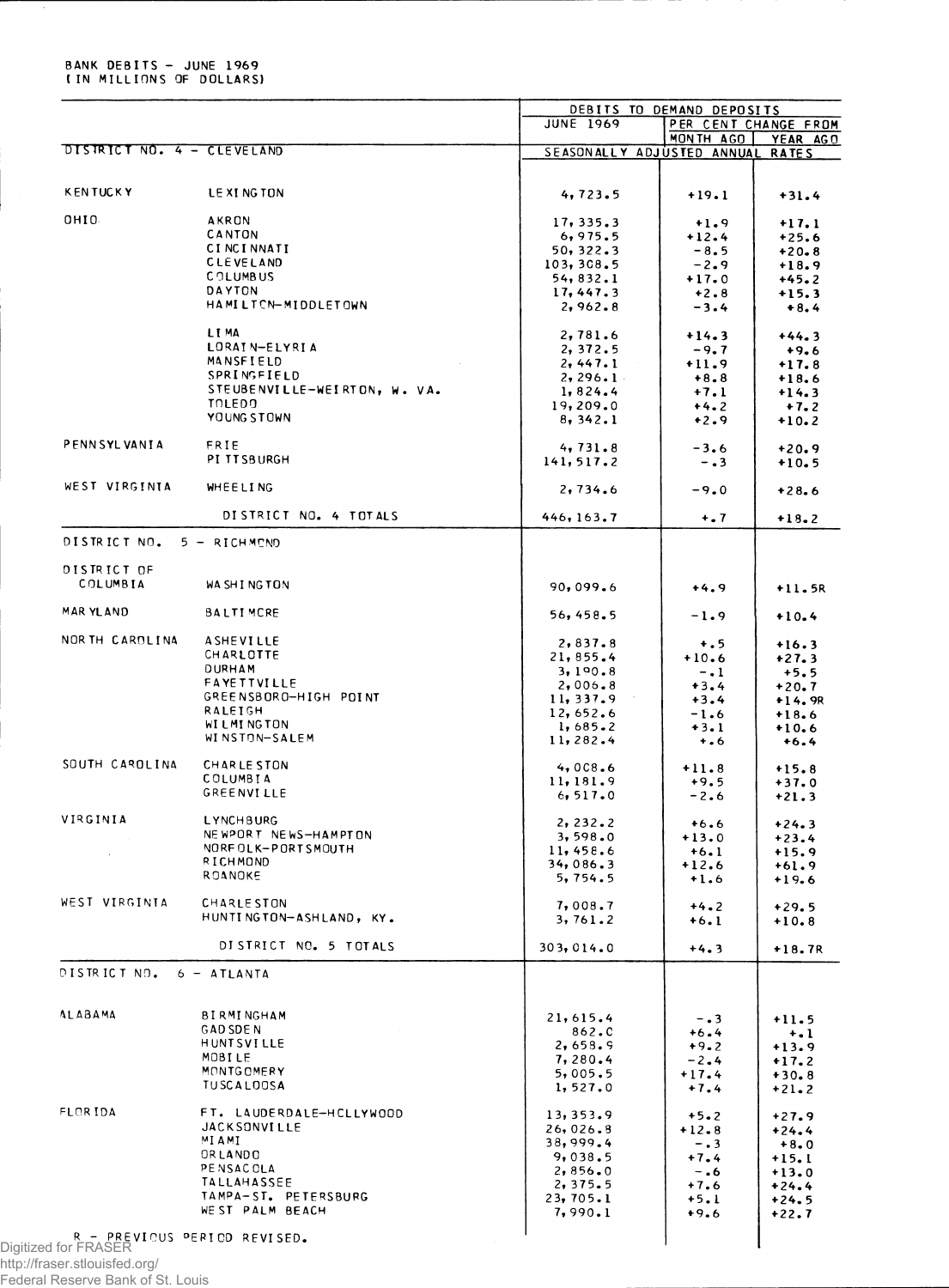BANK DEBITS - JUNE 1969
(IN MILLIONS OF DOLLARS)

| | | DEBITS TO DEMAND DEPOSITS | | |
|---|---|---|---|---|
| | | JUNE 1969 | PER CENT CHANGE FROM | |
| | | | MONTH AGO | YEAR AGO |
| DISTRICT NO. 4 - CLEVELAND | | SEASONALLY ADJUSTED ANNUAL RATES | | |
| KENTUCKY | LEXINGTON | 4,723.5 | +19.1 | +31.4 |
| OHIO | AKRON | 17,335.3 | +1.9 | +17.1 |
| | CANTON | 6,975.5 | +12.4 | +25.6 |
| | CINCINNATI | 50,322.3 | -8.5 | +20.8 |
| | CLEVELAND | 103,308.5 | -2.9 | +18.9 |
| | COLUMBUS | 54,832.1 | +17.0 | +45.2 |
| | DAYTON | 17,447.3 | +2.8 | +15.3 |
| | HAMILTON-MIDDLETOWN | 2,962.8 | -3.4 | +8.4 |
| | LIMA | 2,781.6 | +14.3 | +44.3 |
| | LORAIN-ELYRIA | 2,372.5 | -9.7 | +9.6 |
| | MANSFIELD | 2,447.1 | +11.9 | +17.8 |
| | SPRINGFIELD | 2,296.1 | +8.8 | +18.6 |
| | STEUBENVILLE-WEIRTON, W. VA. | 1,824.4 | +7.1 | +14.3 |
| | TOLEDO | 19,209.0 | +4.2 | +7.2 |
| | YOUNGSTOWN | 8,342.1 | +2.9 | +10.2 |
| PENNSYLVANIA | ERIE | 4,731.8 | -3.6 | +20.9 |
| | PITTSBURGH | 141,517.2 | -.3 | +10.5 |
| WEST VIRGINIA | WHEELING | 2,734.6 | -9.0 | +28.6 |
| | DISTRICT NO. 4 TOTALS | 446,163.7 | +.7 | +18.2 |
| DISTRICT NO. 5 - RICHMOND | | | | |
| DISTRICT OF COLUMBIA | WASHINGTON | 90,099.6 | +4.9 | +11.5R |
| MARYLAND | BALTIMORE | 56,458.5 | -1.9 | +10.4 |
| NORTH CAROLINA | ASHEVILLE | 2,837.8 | +.5 | +16.3 |
| | CHARLOTTE | 21,855.4 | +10.6 | +27.3 |
| | DURHAM | 3,190.8 | -.1 | +5.5 |
| | FAYETTEVILLE | 2,006.8 | +3.4 | +20.7 |
| | GREENSBORO-HIGH POINT | 11,337.9 | +3.4 | +14.9R |
| | RALEIGH | 12,652.6 | -1.6 | +18.6 |
| | WILMINGTON | 1,685.2 | +3.1 | +10.6 |
| | WINSTON-SALEM | 11,282.4 | +.6 | +6.4 |
| SOUTH CAROLINA | CHARLESTON | 4,008.6 | +11.8 | +15.8 |
| | COLUMBIA | 11,181.9 | +9.5 | +37.0 |
| | GREENVILLE | 6,517.0 | -2.6 | +21.3 |
| VIRGINIA | LYNCHBURG | 2,232.2 | +6.6 | +24.3 |
| | NEWPORT NEWS-HAMPTON | 3,598.0 | +13.0 | +23.4 |
| | NORFOLK-PORTSMOUTH | 11,458.6 | +6.1 | +15.9 |
| | RICHMOND | 34,086.3 | +12.6 | +61.9 |
| | ROANOKE | 5,754.5 | +1.6 | +19.6 |
| WEST VIRGINIA | CHARLESTON | 7,008.7 | +4.2 | +29.5 |
| | HUNTINGTON-ASHLAND, KY. | 3,761.2 | +6.1 | +10.8 |
| | DISTRICT NO. 5 TOTALS | 303,014.0 | +4.3 | +18.7R |
| DISTRICT NO. 6 - ATLANTA | | | | |
| ALABAMA | BIRMINGHAM | 21,615.4 | -.3 | +11.5 |
| | GADSDEN | 862.0 | +6.4 | +.1 |
| | HUNTSVILLE | 2,658.9 | +9.2 | +13.9 |
| | MOBILE | 7,280.4 | -2.4 | +17.2 |
| | MONTGOMERY | 5,005.5 | +17.4 | +30.8 |
| | TUSCALOOSA | 1,527.0 | +7.4 | +21.2 |
| FLORIDA | FT. LAUDERDALE-HOLLYWOOD | 13,353.9 | +5.2 | +27.9 |
| | JACKSONVILLE | 26,026.8 | +12.8 | +24.4 |
| | MIAMI | 38,999.4 | -.3 | +8.0 |
| | ORLANDO | 9,038.5 | +7.4 | +15.1 |
| | PENSACOLA | 2,856.0 | -.6 | +13.0 |
| | TALLAHASSEE | 2,375.5 | +7.6 | +24.4 |
| | TAMPA-ST. PETERSBURG | 23,705.1 | +5.1 | +24.5 |
| | WEST PALM BEACH | 7,990.1 | +9.6 | +22.7 |

R - PREVIOUS PERIOD REVISED.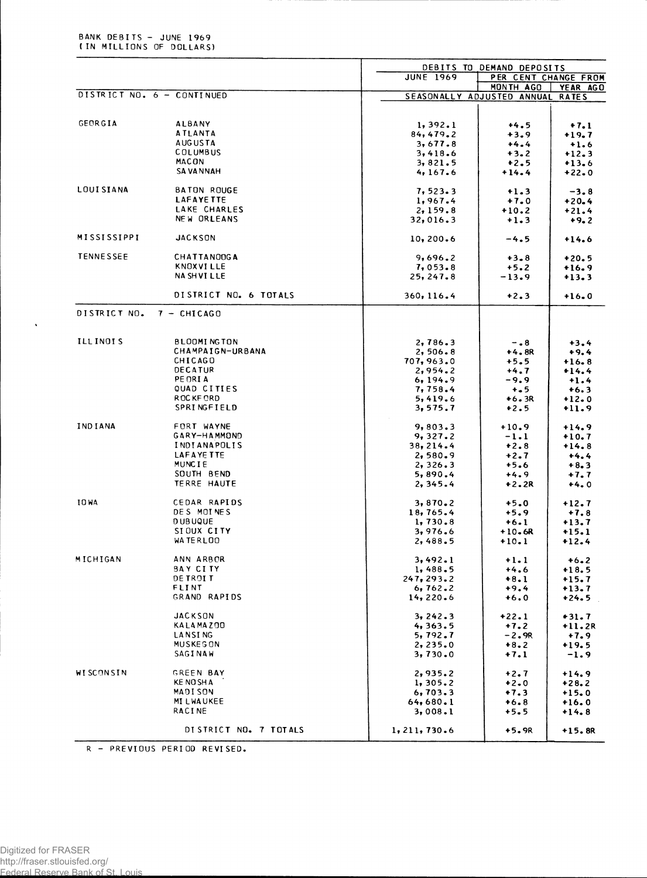BANK DEBITS - JUNE 1969
(IN MILLIONS OF DOLLARS)

| | | DEBITS TO DEMAND DEPOSITS | | |
|---|---|---|---|---|
| | | JUNE 1969 | PER CENT CHANGE FROM | |
| | | | MONTH AGO | YEAR AGO |
| DISTRICT NO. 6 - CONTINUED | | SEASONALLY ADJUSTED ANNUAL RATES | | |
| GEORGIA | ALBANY | 1,392.1 | +4.5 | +7.1 |
| | ATLANTA | 84,479.2 | +3.9 | +19.7 |
| | AUGUSTA | 3,677.8 | +4.4 | +1.6 |
| | COLUMBUS | 3,418.6 | +3.2 | +12.3 |
| | MACON | 3,821.5 | +2.5 | +13.6 |
| | SAVANNAH | 4,167.6 | +14.4 | +22.0 |
| LOUISIANA | BATON ROUGE | 7,523.3 | +1.3 | -3.8 |
| | LAFAYETTE | 1,967.4 | +7.0 | +20.4 |
| | LAKE CHARLES | 2,159.8 | +10.2 | +21.4 |
| | NEW ORLEANS | 32,016.3 | +1.3 | +9.2 |
| MISSISSIPPI | JACKSON | 10,200.6 | -4.5 | +14.6 |
| TENNESSEE | CHATTANOOGA | 9,696.2 | +3.8 | +20.5 |
| | KNOXVILLE | 7,053.8 | +5.2 | +16.9 |
| | NASHVILLE | 25,247.8 | -13.9 | +13.3 |
| | DISTRICT NO. 6 TOTALS | 360,116.4 | +2.3 | +16.0 |
| DISTRICT NO. 7 - CHICAGO | | | | |
| ILLINOIS | BLOOMINGTON | 2,786.3 | -.8 | +3.4 |
| | CHAMPAIGN-URBANA | 2,506.8 | +4.8R | +9.4 |
| | CHICAGO | 707,963.0 | +5.5 | +16.8 |
| | DECATUR | 2,954.2 | +4.7 | +14.4 |
| | PEORIA | 6,194.9 | -9.9 | +1.4 |
| | QUAD CITIES | 7,758.4 | +.5 | +6.3 |
| | ROCKFORD | 5,419.6 | +6.3R | +12.0 |
| | SPRINGFIELD | 3,575.7 | +2.5 | +11.9 |
| INDIANA | FORT WAYNE | 9,803.3 | +10.9 | +14.9 |
| | GARY-HAMMOND | 9,327.2 | -1.1 | +10.7 |
| | INDIANAPOLIS | 38,214.4 | +2.8 | +14.8 |
| | LAFAYETTE | 2,580.9 | +2.7 | +4.4 |
| | MUNCIE | 2,326.3 | +5.6 | +8.3 |
| | SOUTH BEND | 5,890.4 | +4.9 | +7.7 |
| | TERRE HAUTE | 2,345.4 | +2.2R | +4.0 |
| IOWA | CEDAR RAPIDS | 3,870.2 | +5.0 | +12.7 |
| | DES MOINES | 18,765.4 | +5.9 | +7.8 |
| | DUBUQUE | 1,730.8 | +6.1 | +13.7 |
| | SIOUX CITY | 3,976.6 | +10.6R | +15.1 |
| | WATERLOO | 2,488.5 | +10.1 | +12.4 |
| MICHIGAN | ANN ARBOR | 3,492.1 | +1.1 | +6.2 |
| | BAY CITY | 1,488.5 | +4.6 | +18.5 |
| | DETROIT | 247,293.2 | +8.1 | +15.7 |
| | FLINT | 6,762.2 | +9.4 | +13.7 |
| | GRAND RAPIDS | 14,220.6 | +6.0 | +24.5 |
| | JACKSON | 3,242.3 | +22.1 | +31.7 |
| | KALAMAZOO | 4,363.5 | +7.2 | +11.2R |
| | LANSING | 5,792.7 | -2.9R | +7.9 |
| | MUSKEGON | 2,235.0 | +8.2 | +19.5 |
| | SAGINAW | 3,730.0 | +7.1 | -1.9 |
| WISCONSIN | GREEN BAY | 2,935.2 | +2.7 | +14.9 |
| | KENOSHA | 1,305.2 | +2.0 | +28.2 |
| | MADISON | 6,703.3 | +7.3 | +15.0 |
| | MILWAUKEE | 64,680.1 | +6.8 | +16.0 |
| | RACINE | 3,008.1 | +5.5 | +14.8 |
| | DISTRICT NO. 7 TOTALS | 1,211,730.6 | +5.9R | +15.8R |

R - PREVIOUS PERIOD REVISED.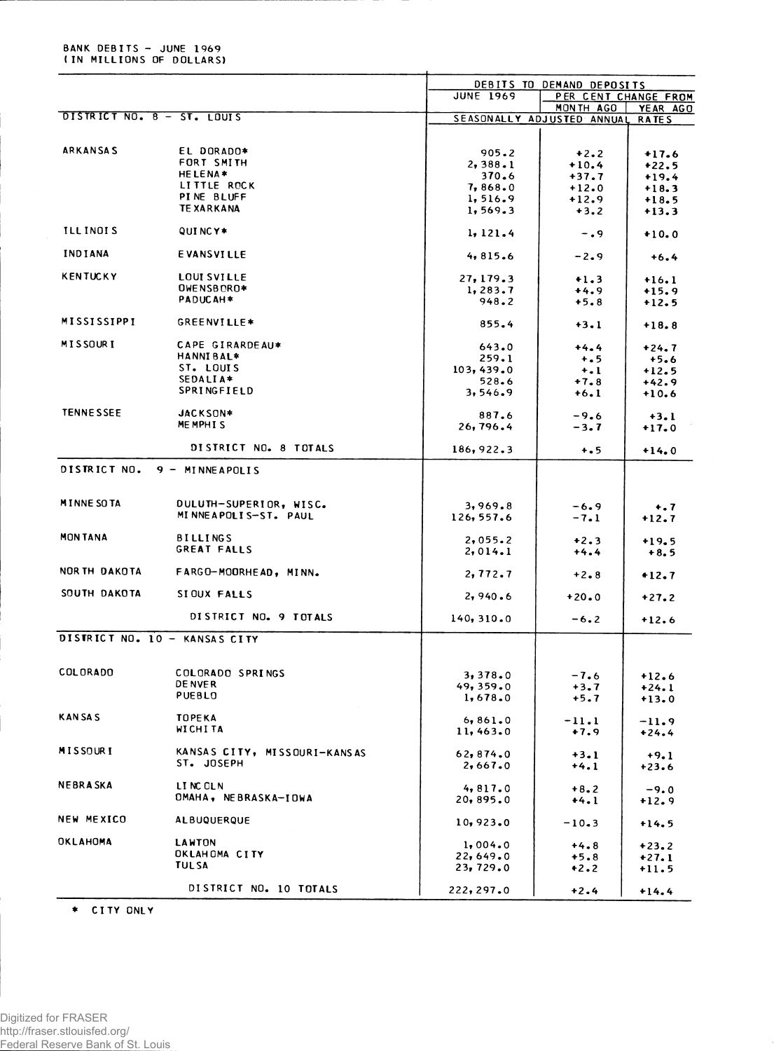BANK DEBITS – JUNE 1969
(IN MILLIONS OF DOLLARS)

| | | DEBITS TO DEMAND DEPOSITS | | |
|---|---|---|---|---|
| | | JUNE 1969 | PER CENT CHANGE FROM | |
| | | | MONTH AGO | YEAR AGO |
| DISTRICT NO. 8 – ST. LOUIS | | SEASONALLY ADJUSTED ANNUAL RATES | | |
| ARKANSAS | EL DORADO* | 905.2 | +2.2 | +17.6 |
| | FORT SMITH | 2,388.1 | +10.4 | +22.5 |
| | HELENA* | 370.6 | +37.7 | +19.4 |
| | LITTLE ROCK | 7,868.0 | +12.0 | +18.3 |
| | PINE BLUFF | 1,516.9 | +12.9 | +18.5 |
| | TEXARKANA | 1,569.3 | +3.2 | +13.3 |
| ILLINOIS | QUINCY* | 1,121.4 | -.9 | +10.0 |
| INDIANA | EVANSVILLE | 4,815.6 | -2.9 | +6.4 |
| KENTUCKY | LOUISVILLE | 27,179.3 | +1.3 | +16.1 |
| | OWENSBORO* | 1,283.7 | +4.9 | +15.9 |
| | PADUCAH* | 948.2 | +5.8 | +12.5 |
| MISSISSIPPI | GREENVILLE* | 855.4 | +3.1 | +18.8 |
| MISSOURI | CAPE GIRARDEAU* | 643.0 | +4.4 | +24.7 |
| | HANNIBAL* | 259.1 | +.5 | +5.6 |
| | ST. LOUIS | 103,439.0 | +.1 | +12.5 |
| | SEDALIA* | 528.6 | +7.8 | +42.9 |
| | SPRINGFIELD | 3,546.9 | +6.1 | +10.6 |
| TENNESSEE | JACKSON* | 887.6 | -9.6 | +3.1 |
| | MEMPHIS | 26,796.4 | -3.7 | +17.0 |
| | DISTRICT NO. 8 TOTALS | 186,922.3 | +.5 | +14.0 |
| DISTRICT NO. 9 – MINNEAPOLIS | | | | |
| MINNESOTA | DULUTH–SUPERIOR, WISC. | 3,969.8 | -6.9 | +.7 |
| | MINNEAPOLIS–ST. PAUL | 126,557.6 | -7.1 | +12.7 |
| MONTANA | BILLINGS | 2,055.2 | +2.3 | +19.5 |
| | GREAT FALLS | 2,014.1 | +4.4 | +8.5 |
| NORTH DAKOTA | FARGO–MOORHEAD, MINN. | 2,772.7 | +2.8 | +12.7 |
| SOUTH DAKOTA | SIOUX FALLS | 2,940.6 | +20.0 | +27.2 |
| | DISTRICT NO. 9 TOTALS | 140,310.0 | -6.2 | +12.6 |
| DISTRICT NO. 10 – KANSAS CITY | | | | |
| COLORADO | COLORADO SPRINGS | 3,378.0 | -7.6 | +12.6 |
| | DENVER | 49,359.0 | +3.7 | +24.1 |
| | PUEBLO | 1,678.0 | +5.7 | +13.0 |
| KANSAS | TOPEKA | 6,861.0 | -11.1 | -11.9 |
| | WICHITA | 11,463.0 | +7.9 | +24.4 |
| MISSOURI | KANSAS CITY, MISSOURI–KANSAS | 62,874.0 | +3.1 | +9.1 |
| | ST. JOSEPH | 2,667.0 | +4.1 | +23.6 |
| NEBRASKA | LINCOLN | 4,817.0 | +8.2 | -9.0 |
| | OMAHA, NEBRASKA–IOWA | 20,895.0 | +4.1 | +12.9 |
| NEW MEXICO | ALBUQUERQUE | 10,923.0 | -10.3 | +14.5 |
| OKLAHOMA | LAWTON | 1,004.0 | +4.8 | +23.2 |
| | OKLAHOMA CITY | 22,649.0 | +5.8 | +27.1 |
| | TULSA | 23,729.0 | +2.2 | +11.5 |
| | DISTRICT NO. 10 TOTALS | 222,297.0 | +2.4 | +14.4 |

* CITY ONLY

Digitized for FRASER
http://fraser.stlouisfed.org/
Federal Reserve Bank of St. Louis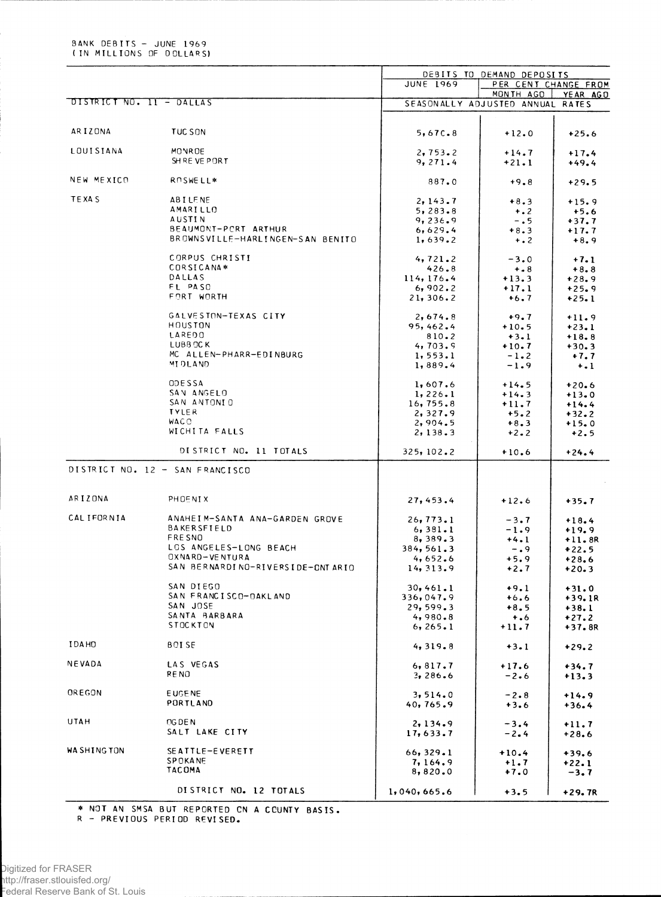BANK DEBITS - JUNE 1969
(IN MILLIONS OF DOLLARS)

| | | DEBITS TO DEMAND DEPOSITS | | |
|---|---|---|---|---|
| | | JUNE 1969 | PER CENT CHANGE FROM | |
| | | | MONTH AGO | YEAR AGO |
| DISTRICT NO. 11 - DALLAS | | SEASONALLY ADJUSTED ANNUAL RATES | | |
| ARIZONA | TUCSON | 5,670.8 | +12.0 | +25.6 |
| LOUISIANA | MONROE | 2,753.2 | +14.7 | +17.4 |
| | SHREVEPORT | 9,271.4 | +21.1 | +49.4 |
| NEW MEXICO | ROSWELL* | 887.0 | +9.8 | +29.5 |
| TEXAS | ABILENE | 2,143.7 | +8.3 | +15.9 |
| | AMARILLO | 5,283.8 | +.2 | +5.6 |
| | AUSTIN | 9,236.9 | -.5 | +37.7 |
| | BEAUMONT-PORT ARTHUR | 6,629.4 | +8.3 | +17.7 |
| | BROWNSVILLE-HARLINGEN-SAN BENITO | 1,639.2 | +.2 | +8.9 |
| | CORPUS CHRISTI | 4,721.2 | -3.0 | +7.1 |
| | CORSICANA* | 426.8 | +.8 | +8.8 |
| | DALLAS | 114,176.4 | +13.3 | +28.9 |
| | EL PASO | 6,902.2 | +17.1 | +25.9 |
| | FORT WORTH | 21,306.2 | +6.7 | +25.1 |
| | GALVESTON-TEXAS CITY | 2,674.8 | +9.7 | +11.9 |
| | HOUSTON | 95,462.4 | +10.5 | +23.1 |
| | LAREDO | 810.2 | +3.1 | +18.8 |
| | LUBBOCK | 4,703.9 | +10.7 | +30.3 |
| | MC ALLEN-PHARR-EDINBURG | 1,553.1 | -1.2 | +7.7 |
| | MIDLAND | 1,889.4 | -1.9 | +.1 |
| | ODESSA | 1,607.6 | +14.5 | +20.6 |
| | SAN ANGELO | 1,226.1 | +14.3 | +13.0 |
| | SAN ANTONIO | 16,755.8 | +11.7 | +14.4 |
| | TYLER | 2,327.9 | +5.2 | +32.2 |
| | WACO | 2,904.5 | +8.3 | +15.0 |
| | WICHITA FALLS | 2,138.3 | +2.2 | +2.5 |
| | DISTRICT NO. 11 TOTALS | 325,102.2 | +10.6 | +24.4 |
| DISTRICT NO. 12 - SAN FRANCISCO | | | | |
| ARIZONA | PHOENIX | 27,453.4 | +12.6 | +35.7 |
| CALIFORNIA | ANAHEIM-SANTA ANA-GARDEN GROVE | 26,773.1 | -3.7 | +18.4 |
| | BAKERSFIELD | 6,381.1 | -1.9 | +19.9 |
| | FRESNO | 8,389.3 | +4.1 | +11.8R |
| | LOS ANGELES-LONG BEACH | 384,561.3 | -.9 | +22.5 |
| | OXNARD-VENTURA | 4,652.6 | +5.9 | +28.6 |
| | SAN BERNARDINO-RIVERSIDE-ONTARIO | 14,313.9 | +2.7 | +20.3 |
| | SAN DIEGO | 30,461.1 | +9.1 | +31.0 |
| | SAN FRANCISCO-OAKLAND | 336,047.9 | +6.6 | +39.1R |
| | SAN JOSE | 29,599.3 | +8.5 | +38.1 |
| | SANTA BARBARA | 4,980.8 | +.6 | +27.2 |
| | STOCKTON | 6,265.1 | +11.7 | +37.8R |
| IDAHO | BOISE | 4,319.8 | +3.1 | +29.2 |
| NEVADA | LAS VEGAS | 6,817.7 | +17.6 | +34.7 |
| | RENO | 3,286.6 | -2.6 | +13.3 |
| OREGON | EUGENE | 3,514.0 | -2.8 | +14.9 |
| | PORTLAND | 40,765.9 | +3.6 | +36.4 |
| UTAH | OGDEN | 2,134.9 | -3.4 | +11.7 |
| | SALT LAKE CITY | 17,633.7 | -2.4 | +28.6 |
| WASHINGTON | SEATTLE-EVERETT | 66,329.1 | +10.4 | +39.6 |
| | SPOKANE | 7,164.9 | +1.7 | +22.1 |
| | TACOMA | 8,820.0 | +7.0 | -3.7 |
| | DISTRICT NO. 12 TOTALS | 1,040,665.6 | +3.5 | +29.7R |

* NOT AN SMSA BUT REPORTED ON A COUNTY BASIS.
R - PREVIOUS PERIOD REVISED.